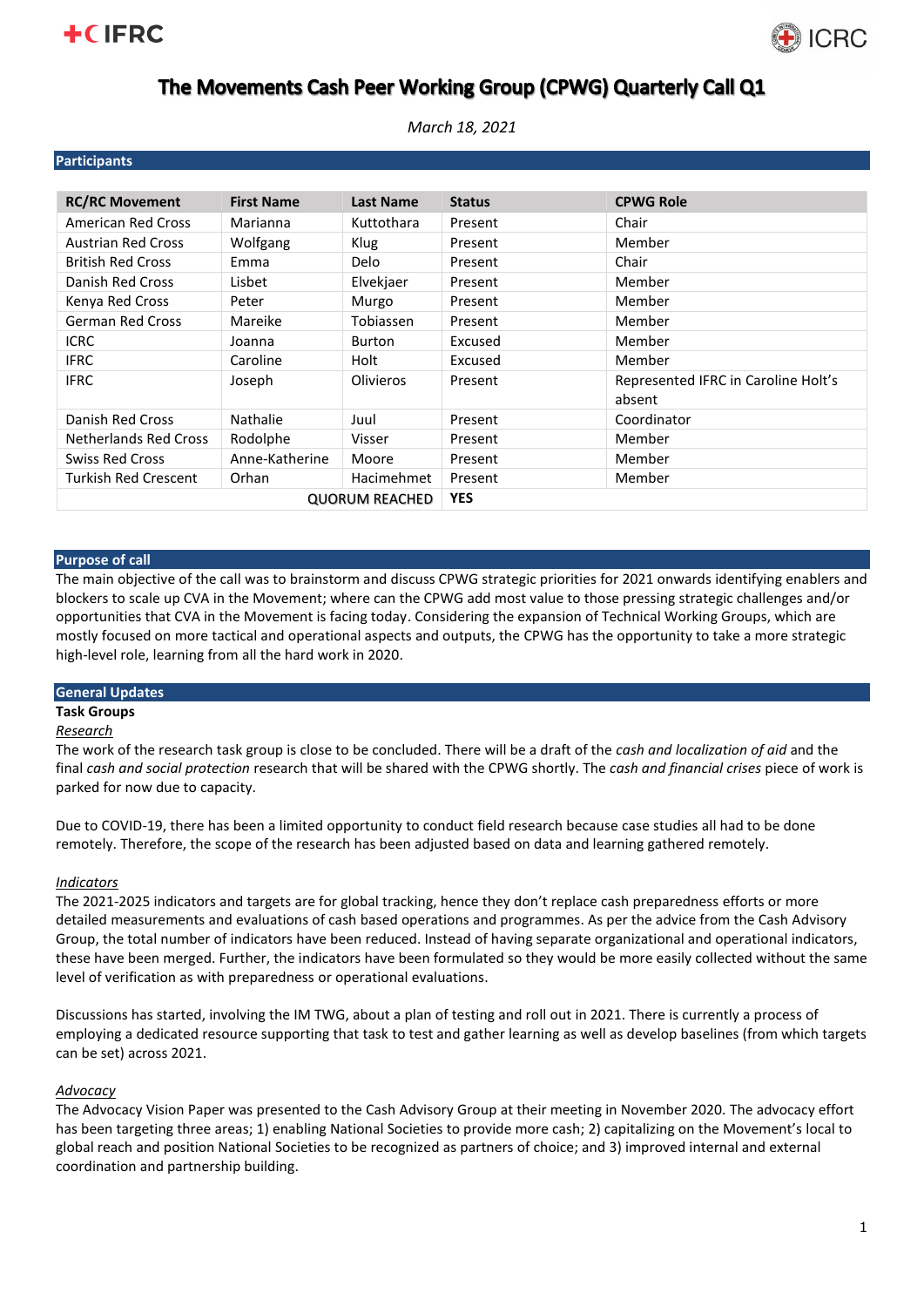# The Movements Cash Peer Working Group (CPWG) Quarterly Call Q1

*March 18, 2021*

## Participants

| RC/RC Movement | First Name | Last Name | Status | CPWG Role |
|---|---|---|---|---|
| American Red Cross | Marianna | Kuttothara | Present | Chair |
| Austrian Red Cross | Wolfgang | Klug | Present | Member |
| British Red Cross | Emma | Delo | Present | Chair |
| Danish Red Cross | Lisbet | Elvekjaer | Present | Member |
| Kenya Red Cross | Peter | Murgo | Present | Member |
| German Red Cross | Mareike | Tobiassen | Present | Member |
| ICRC | Joanna | Burton | Excused | Member |
| IFRC | Caroline | Holt | Excused | Member |
| IFRC | Joseph | Olivieros | Present | Represented IFRC in Caroline Holt's absent |
| Danish Red Cross | Nathalie | Juul | Present | Coordinator |
| Netherlands Red Cross | Rodolphe | Visser | Present | Member |
| Swiss Red Cross | Anne-Katherine | Moore | Present | Member |
| Turkish Red Crescent | Orhan | Hacimehmet | Present | Member |
| | | QUORUM REACHED | **YES** | |

## Purpose of call

The main objective of the call was to brainstorm and discuss CPWG strategic priorities for 2021 onwards identifying enablers and blockers to scale up CVA in the Movement; where can the CPWG add most value to those pressing strategic challenges and/or opportunities that CVA in the Movement is facing today. Considering the expansion of Technical Working Groups, which are mostly focused on more tactical and operational aspects and outputs, the CPWG has the opportunity to take a more strategic high-level role, learning from all the hard work in 2020.

## General Updates

**Task Groups**

*Research*

The work of the research task group is close to be concluded. There will be a draft of the *cash and localization of aid* and the final *cash and social protection* research that will be shared with the CPWG shortly. The *cash and financial crises* piece of work is parked for now due to capacity.

Due to COVID-19, there has been a limited opportunity to conduct field research because case studies all had to be done remotely. Therefore, the scope of the research has been adjusted based on data and learning gathered remotely.

*Indicators*

The 2021-2025 indicators and targets are for global tracking, hence they don't replace cash preparedness efforts or more detailed measurements and evaluations of cash based operations and programmes. As per the advice from the Cash Advisory Group, the total number of indicators have been reduced. Instead of having separate organizational and operational indicators, these have been merged. Further, the indicators have been formulated so they would be more easily collected without the same level of verification as with preparedness or operational evaluations.

Discussions has started, involving the IM TWG, about a plan of testing and roll out in 2021. There is currently a process of employing a dedicated resource supporting that task to test and gather learning as well as develop baselines (from which targets can be set) across 2021.

*Advocacy*

The Advocacy Vision Paper was presented to the Cash Advisory Group at their meeting in November 2020. The advocacy effort has been targeting three areas; 1) enabling National Societies to provide more cash; 2) capitalizing on the Movement's local to global reach and position National Societies to be recognized as partners of choice; and 3) improved internal and external coordination and partnership building.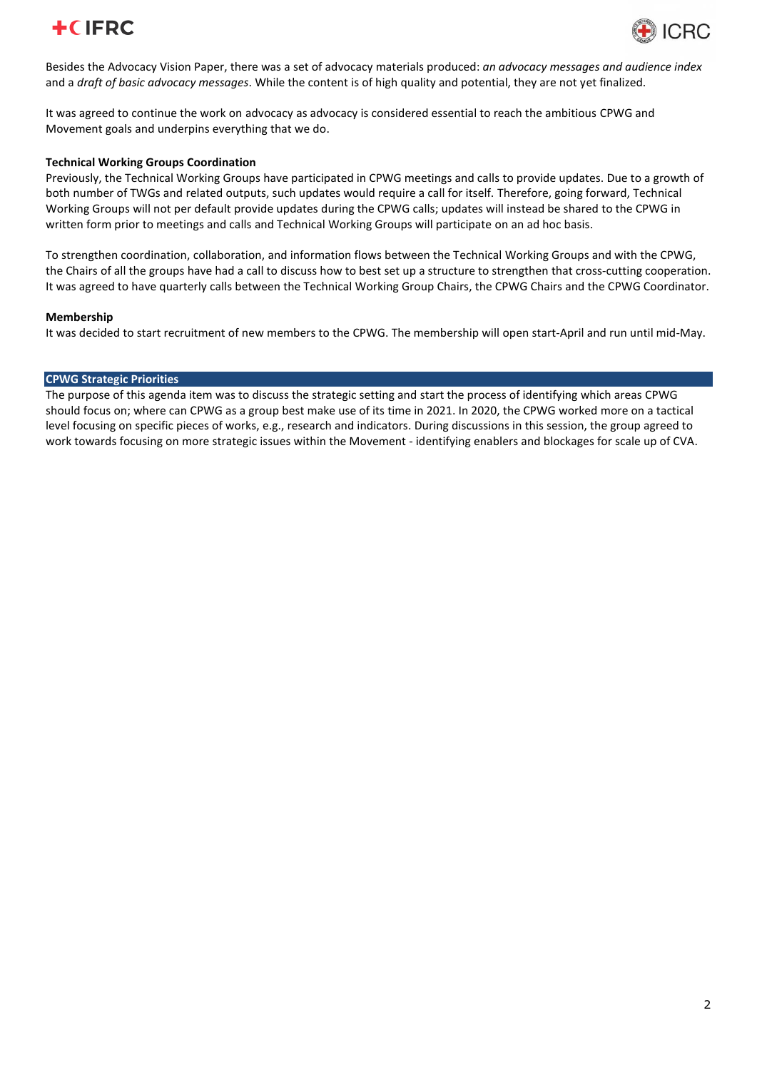Besides the Advocacy Vision Paper, there was a set of advocacy materials produced: *an advocacy messages and audience index* and a *draft of basic advocacy messages*. While the content is of high quality and potential, they are not yet finalized.

It was agreed to continue the work on advocacy as advocacy is considered essential to reach the ambitious CPWG and Movement goals and underpins everything that we do.

**Technical Working Groups Coordination**

Previously, the Technical Working Groups have participated in CPWG meetings and calls to provide updates. Due to a growth of both number of TWGs and related outputs, such updates would require a call for itself. Therefore, going forward, Technical Working Groups will not per default provide updates during the CPWG calls; updates will instead be shared to the CPWG in written form prior to meetings and calls and Technical Working Groups will participate on an ad hoc basis.

To strengthen coordination, collaboration, and information flows between the Technical Working Groups and with the CPWG, the Chairs of all the groups have had a call to discuss how to best set up a structure to strengthen that cross-cutting cooperation. It was agreed to have quarterly calls between the Technical Working Group Chairs, the CPWG Chairs and the CPWG Coordinator.

**Membership**

It was decided to start recruitment of new members to the CPWG. The membership will open start-April and run until mid-May.

## CPWG Strategic Priorities

The purpose of this agenda item was to discuss the strategic setting and start the process of identifying which areas CPWG should focus on; where can CPWG as a group best make use of its time in 2021. In 2020, the CPWG worked more on a tactical level focusing on specific pieces of works, e.g., research and indicators. During discussions in this session, the group agreed to work towards focusing on more strategic issues within the Movement - identifying enablers and blockages for scale up of CVA.